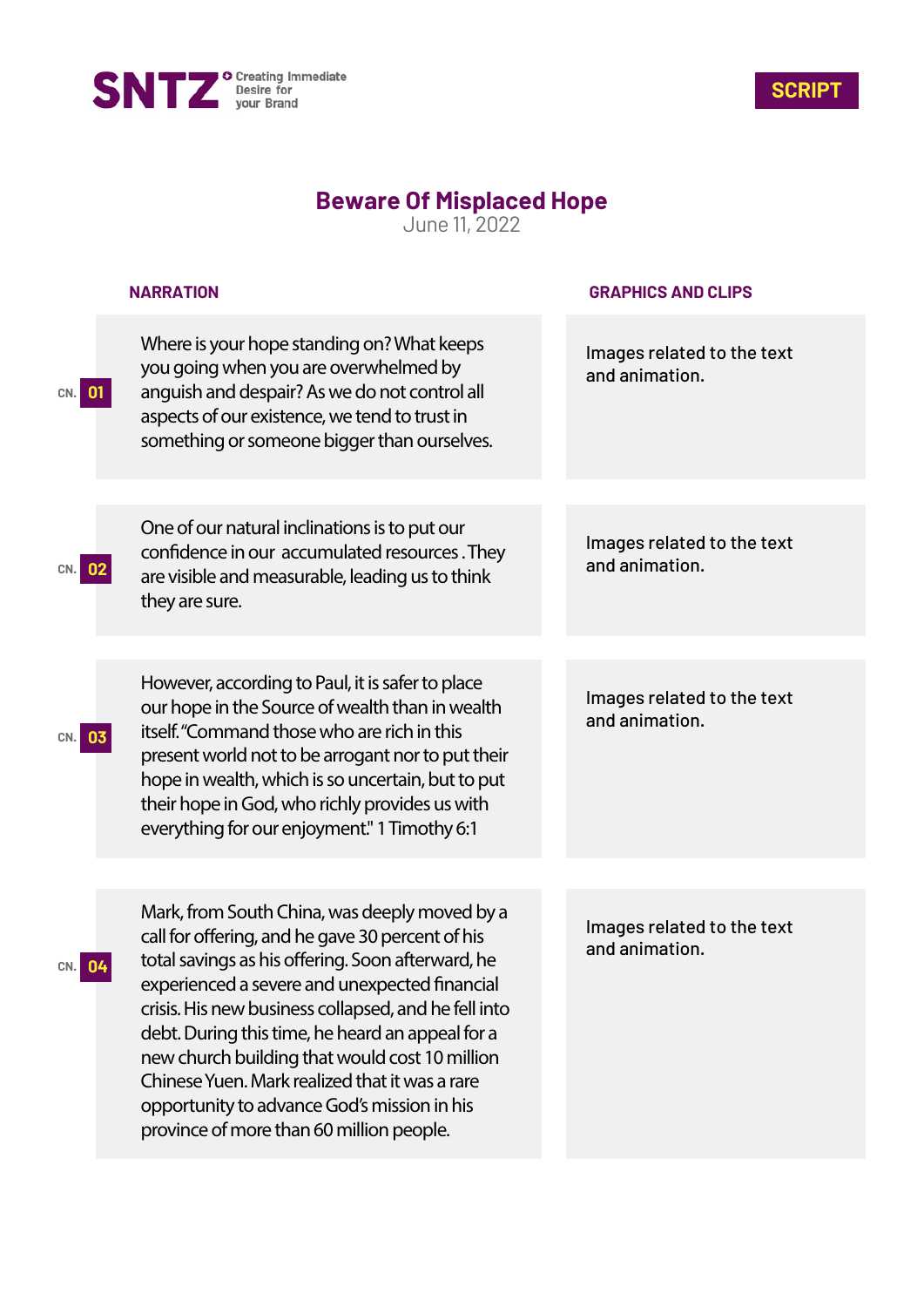SNTZ Creating Immediate Desire for your Brand

**SCRIPT**

# Beware Of Misplaced Hope

June 11, 2022

| | NARRATION | GRAPHICS AND CLIPS |
|---|---|---|
| CN. 01 | Where is your hope standing on? What keeps you going when you are overwhelmed by anguish and despair? As we do not control all aspects of our existence, we tend to trust in something or someone bigger than ourselves. | Images related to the text and animation. |
| CN. 02 | One of our natural inclinations is to put our confidence in our  accumulated resources . They are visible and measurable, leading us to think they are sure. | Images related to the text and animation. |
| CN. 03 | However, according to Paul, it is safer to place our hope in the Source of wealth than in wealth itself. "Command those who are rich in this present world not to be arrogant nor to put their hope in wealth, which is so uncertain, but to put their hope in God, who richly provides us with everything for our enjoyment." 1 Timothy 6:1 | Images related to the text and animation. |
| CN. 04 | Mark, from South China, was deeply moved by a call for offering, and he gave 30 percent of his total savings as his offering. Soon afterward, he experienced a severe and unexpected financial crisis. His new business collapsed, and he fell into debt. During this time, he heard an appeal for a new church building that would cost 10 million Chinese Yuen. Mark realized that it was a rare opportunity to advance God's mission in his province of more than 60 million people. | Images related to the text and animation. |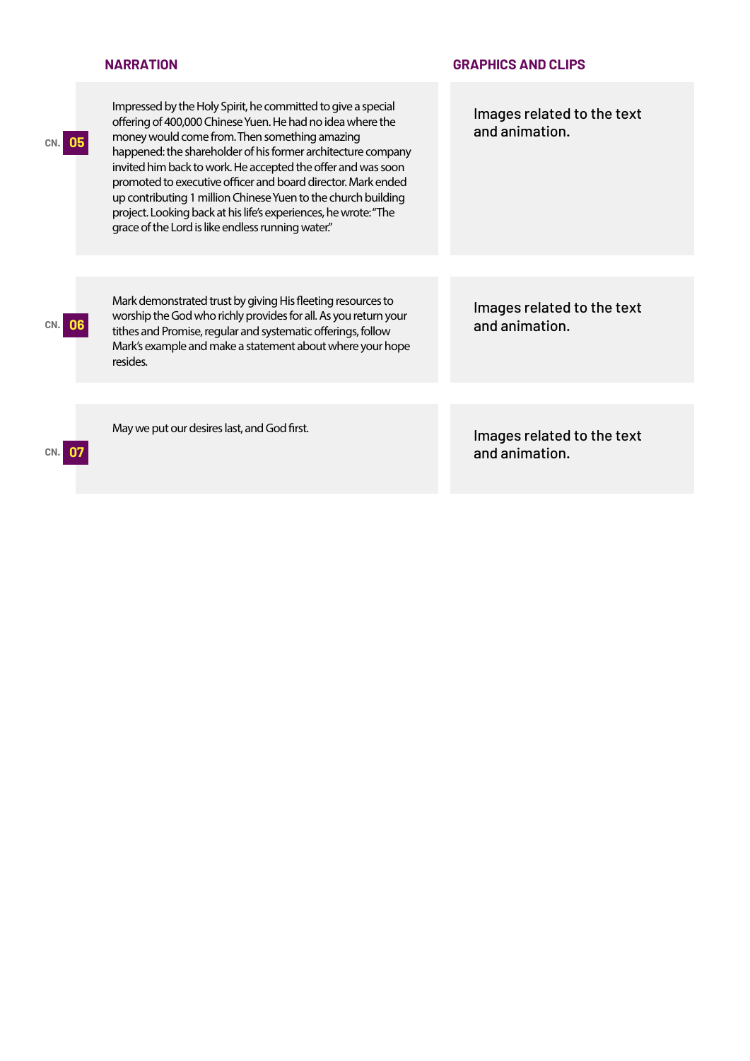| | NARRATION | GRAPHICS AND CLIPS |
|---|---|---|
| CN. 05 | Impressed by the Holy Spirit, he committed to give a special offering of 400,000 Chinese Yuen. He had no idea where the money would come from. Then something amazing happened: the shareholder of his former architecture company invited him back to work. He accepted the offer and was soon promoted to executive officer and board director. Mark ended up contributing 1 million Chinese Yuen to the church building project. Looking back at his life's experiences, he wrote: "The grace of the Lord is like endless running water." | Images related to the text and animation. |
| CN. 06 | Mark demonstrated trust by giving His fleeting resources to worship the God who richly provides for all. As you return your tithes and Promise, regular and systematic offerings, follow Mark's example and make a statement about where your hope resides. | Images related to the text and animation. |
| CN. 07 | May we put our desires last, and God first. | Images related to the text and animation. |